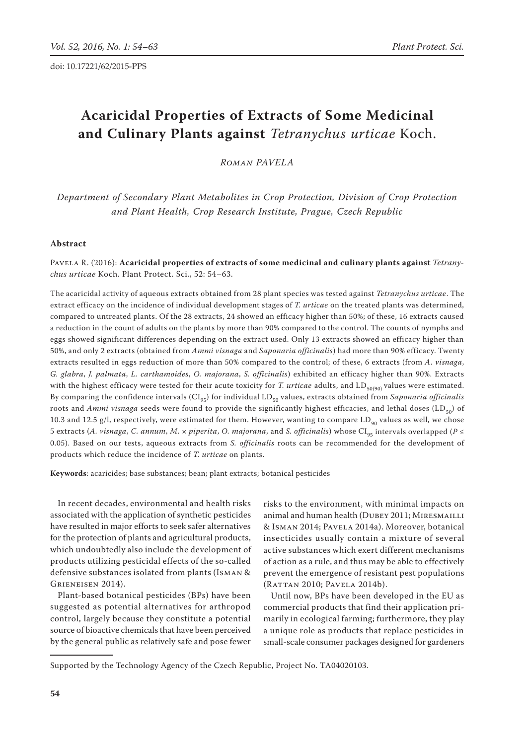doi: 10.17221/62/2015-PPS

# Acaricidal Properties of Extracts of Some Medicinal and Culinary Plants against *Tetranychus urticae* Koch.

*Roman PAVELA*

*Department of Secondary Plant Metabolites in Crop Protection, Division of Crop Protection and Plant Health, Crop Research Institute, Prague, Czech Republic*

## Abstract

Pavela R. (2016): **Acaricidal properties of extracts of some medicinal and culinary plants against** ***Tetranychus urticae*** **Koch.** Plant Protect. Sci., 52: 54–63.

The acaricidal activity of aqueous extracts obtained from 28 plant species was tested against *Tetranychus urticae*. The extract efficacy on the incidence of individual development stages of *T. urticae* on the treated plants was determined, compared to untreated plants. Of the 28 extracts, 24 showed an efficacy higher than 50%; of these, 16 extracts caused a reduction in the count of adults on the plants by more than 90% compared to the control. The counts of nymphs and eggs showed significant differences depending on the extract used. Only 13 extracts showed an efficacy higher than 50%, and only 2 extracts (obtained from *Ammi visnaga* and *Saponaria officinalis*) had more than 90% efficacy. Twenty extracts resulted in eggs reduction of more than 50% compared to the control; of these, 6 extracts (from *A. visnaga*, *G. glabra*, *J. palmata*, *L. carthamoides*, *O. majorana*, *S. officinalis*) exhibited an efficacy higher than 90%. Extracts with the highest efficacy were tested for their acute toxicity for *T. urticae* adults, and $LD_{50(90)}$ values were estimated. By comparing the confidence intervals ($CI_{95}$) for individual $LD_{50}$ values, extracts obtained from *Saponaria officinalis* roots and *Ammi visnaga* seeds were found to provide the significantly highest efficacies, and lethal doses ($LD_{50}$) of 10.3 and 12.5 g/l, respectively, were estimated for them. However, wanting to compare $LD_{90}$ values as well, we chose 5 extracts (*A. visnaga*, *C. annum*, *M.* × *piperita*, *O. majorana*, and *S. officinalis*) whose $CI_{95}$ intervals overlapped ($P \leq 0.05$). Based on our tests, aqueous extracts from *S. officinalis* roots can be recommended for the development of products which reduce the incidence of *T. urticae* on plants.

**Keywords**: acaricides; base substances; bean; plant extracts; botanical pesticides

In recent decades, environmental and health risks associated with the application of synthetic pesticides have resulted in major efforts to seek safer alternatives for the protection of plants and agricultural products, which undoubtedly also include the development of products utilizing pesticidal effects of the so-called defensive substances isolated from plants (Isman & Grieneisen 2014).

Plant-based botanical pesticides (BPs) have been suggested as potential alternatives for arthropod control, largely because they constitute a potential source of bioactive chemicals that have been perceived by the general public as relatively safe and pose fewer risks to the environment, with minimal impacts on animal and human health (Dubey 2011; Miresmailli & Isman 2014; Pavela 2014a). Moreover, botanical insecticides usually contain a mixture of several active substances which exert different mechanisms of action as a rule, and thus may be able to effectively prevent the emergence of resistant pest populations (Rattan 2010; Pavela 2014b).

Until now, BPs have been developed in the EU as commercial products that find their application primarily in ecological farming; furthermore, they play a unique role as products that replace pesticides in small-scale consumer packages designed for gardeners

Supported by the Technology Agency of the Czech Republic, Project No. TA04020103.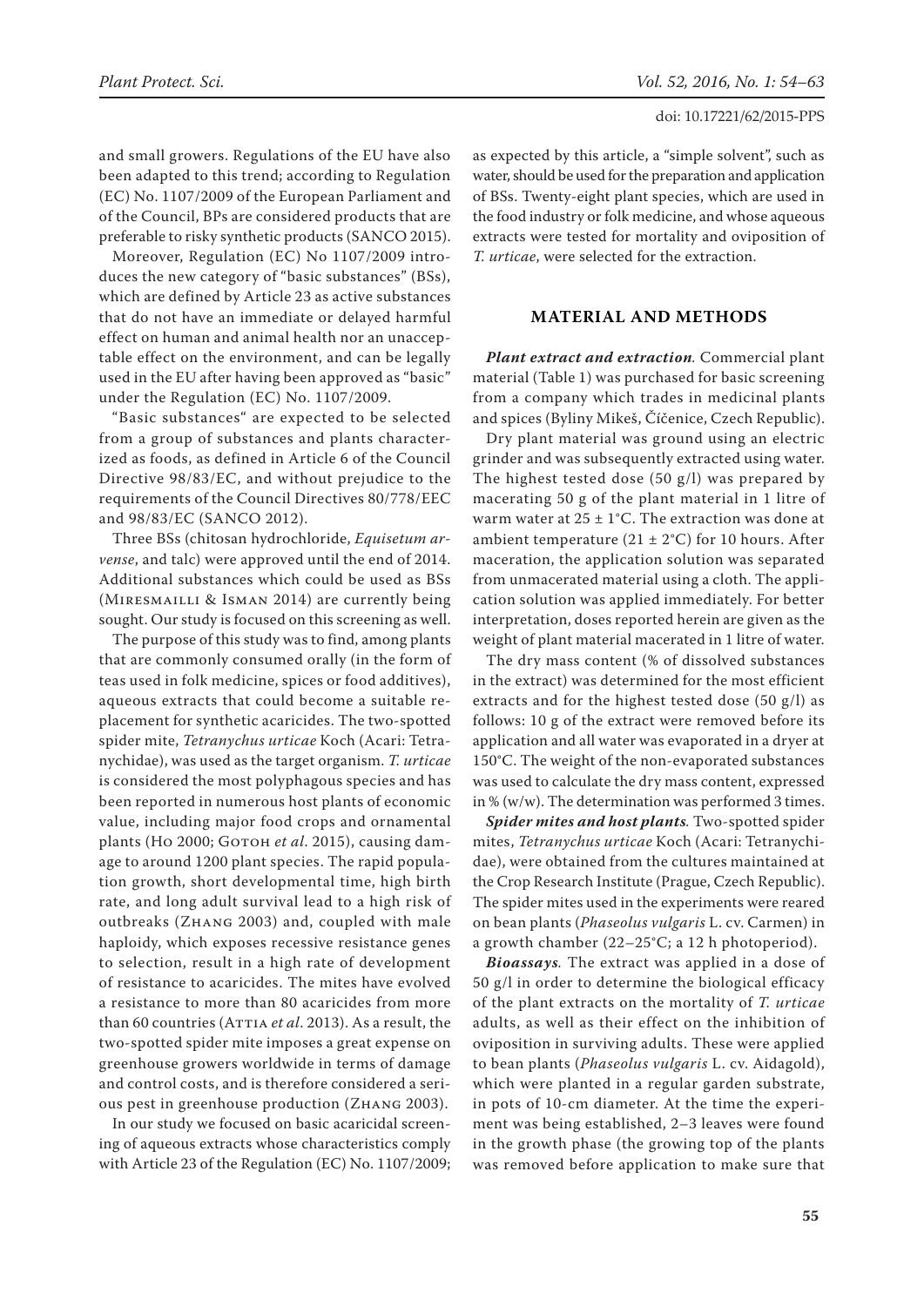and small growers. Regulations of the EU have also been adapted to this trend; according to Regulation (EC) No. 1107/2009 of the European Parliament and of the Council, BPs are considered products that are preferable to risky synthetic products (SANCO 2015).

Moreover, Regulation (EC) No 1107/2009 introduces the new category of "basic substances" (BSs), which are defined by Article 23 as active substances that do not have an immediate or delayed harmful effect on human and animal health nor an unacceptable effect on the environment, and can be legally used in the EU after having been approved as "basic" under the Regulation (EC) No. 1107/2009.

"Basic substances" are expected to be selected from a group of substances and plants characterized as foods, as defined in Article 6 of the Council Directive 98/83/EC, and without prejudice to the requirements of the Council Directives 80/778/EEC and 98/83/EC (SANCO 2012).

Three BSs (chitosan hydrochloride, *Equisetum arvense*, and talc) were approved until the end of 2014. Additional substances which could be used as BSs (Miresmailli & Isman 2014) are currently being sought. Our study is focused on this screening as well.

The purpose of this study was to find, among plants that are commonly consumed orally (in the form of teas used in folk medicine, spices or food additives), aqueous extracts that could become a suitable replacement for synthetic acaricides. The two-spotted spider mite, *Tetranychus urticae* Koch (Acari: Tetranychidae), was used as the target organism. *T. urticae* is considered the most polyphagous species and has been reported in numerous host plants of economic value, including major food crops and ornamental plants (Ho 2000; Gotoh *et al*. 2015), causing damage to around 1200 plant species. The rapid population growth, short developmental time, high birth rate, and long adult survival lead to a high risk of outbreaks (Zhang 2003) and, coupled with male haploidy, which exposes recessive resistance genes to selection, result in a high rate of development of resistance to acaricides. The mites have evolved a resistance to more than 80 acaricides from more than 60 countries (Attia *et al*. 2013). As a result, the two-spotted spider mite imposes a great expense on greenhouse growers worldwide in terms of damage and control costs, and is therefore considered a serious pest in greenhouse production (Zhang 2003).

In our study we focused on basic acaricidal screening of aqueous extracts whose characteristics comply with Article 23 of the Regulation (EC) No. 1107/2009; as expected by this article, a "simple solvent", such as water, should be used for the preparation and application of BSs. Twenty-eight plant species, which are used in the food industry or folk medicine, and whose aqueous extracts were tested for mortality and oviposition of *T. urticae*, were selected for the extraction.

## MATERIAL AND METHODS

***Plant extract and extraction***. Commercial plant material (Table 1) was purchased for basic screening from a company which trades in medicinal plants and spices (Byliny Mikeš, Číčenice, Czech Republic).

Dry plant material was ground using an electric grinder and was subsequently extracted using water. The highest tested dose (50 g/l) was prepared by macerating 50 g of the plant material in 1 litre of warm water at 25 ± 1°C. The extraction was done at ambient temperature (21 ± 2°C) for 10 hours. After maceration, the application solution was separated from unmacerated material using a cloth. The application solution was applied immediately. For better interpretation, doses reported herein are given as the weight of plant material macerated in 1 litre of water.

The dry mass content (% of dissolved substances in the extract) was determined for the most efficient extracts and for the highest tested dose (50 g/l) as follows: 10 g of the extract were removed before its application and all water was evaporated in a dryer at 150°C. The weight of the non-evaporated substances was used to calculate the dry mass content, expressed in % (w/w). The determination was performed 3 times.

***Spider mites and host plants***. Two-spotted spider mites, *Tetranychus urticae* Koch (Acari: Tetranychidae), were obtained from the cultures maintained at the Crop Research Institute (Prague, Czech Republic). The spider mites used in the experiments were reared on bean plants (*Phaseolus vulgaris* L. cv. Carmen) in a growth chamber (22–25°C; a 12 h photoperiod).

***Bioassays***. The extract was applied in a dose of 50 g/l in order to determine the biological efficacy of the plant extracts on the mortality of *T. urticae* adults, as well as their effect on the inhibition of oviposition in surviving adults. These were applied to bean plants (*Phaseolus vulgaris* L. cv. Aidagold), which were planted in a regular garden substrate, in pots of 10-cm diameter. At the time the experiment was being established, 2–3 leaves were found in the growth phase (the growing top of the plants was removed before application to make sure that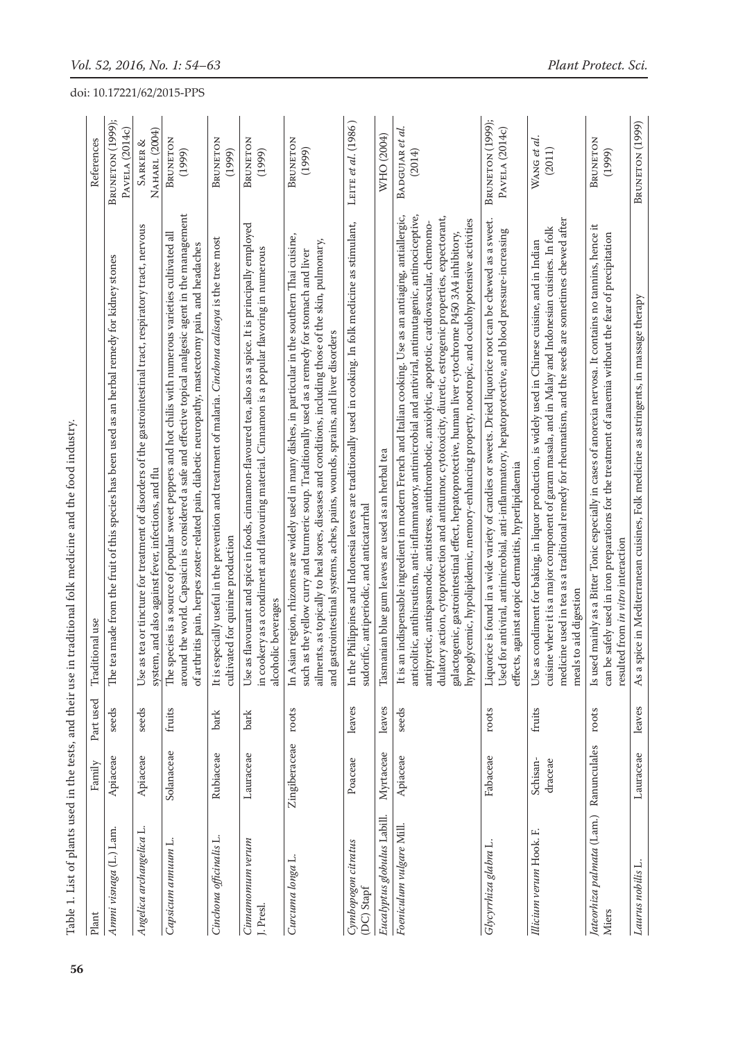Table 1. List of plants used in the tests, and their use in traditional folk medicine and the food industry.

| Plant | Family | Part used | Traditional use | References |
|---|---|---|---|---|
| *Ammi visnaga* (L.) Lam. | Apiaceae | seeds | The tea made from the fruit of this species has been used as an herbal remedy for kidney stones | Bruneton (1999); Pavela (2014c) |
| *Angelica archangelica* L. | Apiaceae | seeds | Use as tea or tincture for treatment of disorders of the gastrointestinal tract, respiratory tract, nervous system, and also against fever, infections, and flu | Sarker & Nahari (2004) |
| *Capsicum annuum* L. | Solanaceae | fruits | The species is a source of popular sweet peppers and hot chilis with numerous varieties cultivated all around the world. Capsaicin is considered a safe and effective topical analgesic agent in the management of arthritis pain, herpes zoster-related pain, diabetic neuropathy, mastectomy pain, and headaches | Bruneton (1999) |
| *Cinchona officinalis* L. | Rubiaceae | bark | It is especially useful in the prevention and treatment of malaria. *Cinchona calisaya* is the tree most cultivated for quinine production | Bruneton (1999) |
| *Cinnamomum verum* J. Presl. | Lauraceae | bark | Use as flavourant and spice in foods, cinnamon-flavoured tea, also as a spice. It is principally employed in cookery as a condiment and flavouring material. Cinnamon is a popular flavoring in numerous alcoholic beverages | Bruneton (1999) |
| *Curcuma longa* L. | Zingiberaceae | roots | In Asian region, rhizomes are widely used in many dishes, in particular in the southern Thai cuisine, such as the yellow curry and turmeric soup. Traditionally used as a remedy for stomach and liver ailments, as topically to heal sores, diseases and conditions, including those of the skin, pulmonary, and gastrointestinal systems, aches, pains, wounds, sprains, and liver disorders | Bruneton (1999) |
| *Cymbopogon citratus* (DC) Stapf | Poaceae | leaves | In the Philippines and Indonesia leaves are traditionally used in cooking. In folk medicine as stimulant, sudorific, antiperiodic, and anticatarrhal | Leite *et al.* (1986) |
| *Eucalyptus globulus* Labill. | Myrtaceae | leaves | Tasmanian blue gum leaves are used as an herbal tea | WHO (2004) |
| *Foeniculum vulgare* Mill. | Apiaceae | seeds | It is an indispensable ingredient in modern French and Italian cooking. Use as an antiaging, antiallergic, anticolitic, antihirsutism, anti-inflammatory, antimicrobial and antiviral, antimutagenic, antinociceptive, antipyretic, antispasmodic, antistress, antithrombotic, anxiolytic, apoptotic, cardiovascular, chemomodulatory action, cytoprotection and antitumor, cytotoxicity, diuretic, estrogenic properties, expectorant, galactogenic, gastrointestinal effect, hepatoprotective, human liver cytochrome P450 3A4 inhibitory, hypoglycemic, hypolipidemic, memory-enhancing property, nootropic, and oculohypotensive activities | Badgujar *et al.* (2014) |
| *Glycyrrhiza glabra* L. | Fabaceae | roots | Liquorice is found in a wide variety of candies or sweets. Dried liquorice root can be chewed as a sweet. Used for antiviral, antimicrobial, anti-inflammatory, hepatoprotective, and blood pressure-increasing effects, against atopic dermatitis, hyperlipidaemia | Bruneton (1999); Pavela (2014c) |
| *Illicium verum* Hook. F. | Schisandraceae | fruits | Use as condiment for baking, in liquor production, is widely used in Chinese cuisine, and in Indian cuisine where it is a major component of garam masala, and in Malay and Indonesian cuisines. In folk medicine used in tea as a traditional remedy for rheumatism, and the seeds are sometimes chewed after meals to aid digestion | Wang *et al.* (2011) |
| *Jateorhiza palmata* (Lam.) Miers | Ranunculales | roots | Is used mainly as a Bitter Tonic especially in cases of anorexia nervosa. It contains no tannins, hence it can be safely used in iron preparations for the treatment of anaemia without the fear of precipitation resulted from *in vitro* interaction | Bruneton (1999) |
| *Laurus nobilis* L. | Lauraceae | leaves | As a spice in Mediterranean cuisines, Folk medicine as astringents, in massage therapy | Bruneton (1999) |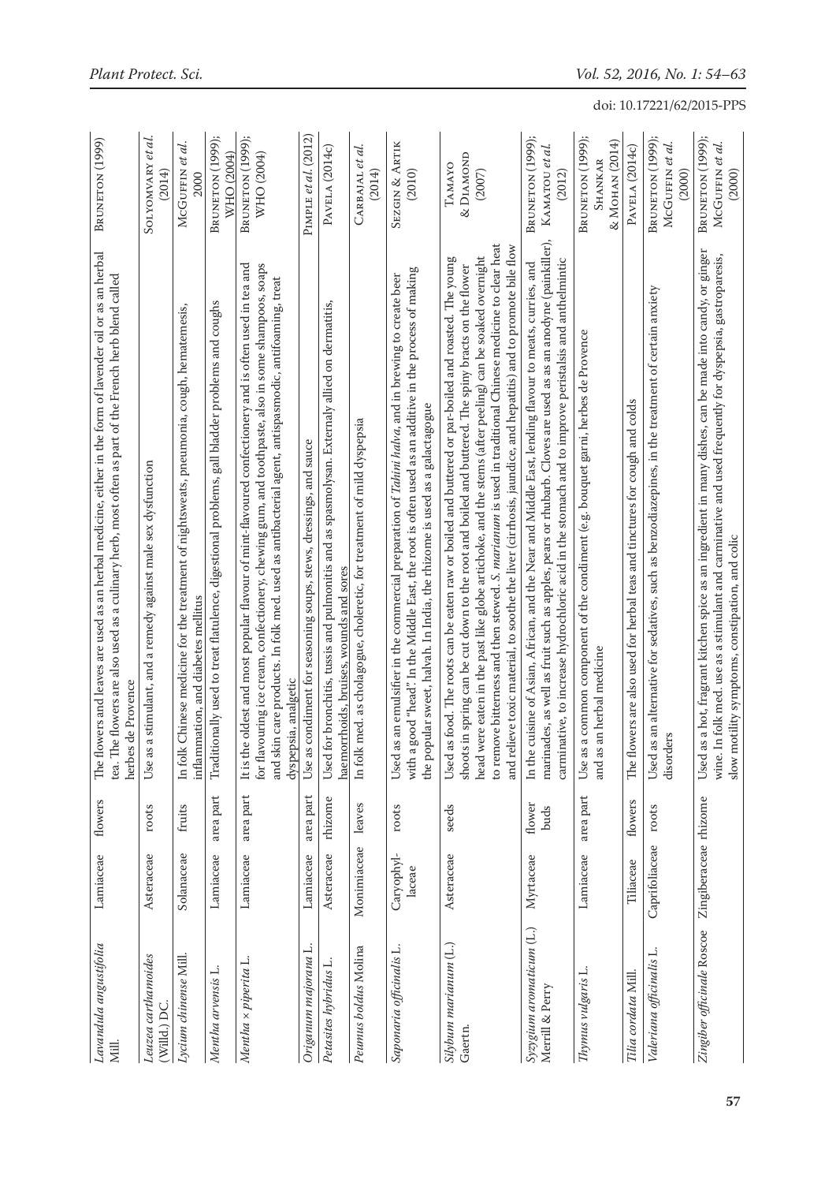| | | | | |
|---|---|---|---|---|
| *Lavandula angustifolia* Mill. | Lamiaceae | flowers | The flowers and leaves are used as an herbal medicine, either in the form of lavender oil or as an herbal tea. The flowers are also used as a culinary herb, most often as part of the French herb blend called herbes de Provence | Bruneton (1999) |
| *Leuzea carthamoides* (Willd.) DC. | Asteraceae | roots | Use as a stimulant, and a remedy against male sex dysfunction | Solyomváry *et al.* (2014) |
| *Lycium chinense* Mill. | Solanaceae | fruits | In folk Chinese medicine for the treatment of nightsweats, pneumonia, cough, hematemesis, inflammation, and diabetes mellitus | McGuffin *et al.* 2000 |
| *Mentha arvensis* L. | Lamiaceae | area part | Traditionally used to treat flatulence, digestional problems, gall bladder problems and coughs | Bruneton (1999); WHO (2004) |
| *Mentha* × *piperita* L. | Lamiaceae | area part | It is the oldest and most popular flavour of mint-flavoured confectionery and is often used in tea and for flavouring ice cream, confectionery, chewing gum, and toothpaste, also in some shampoos, soaps and skin care products. In folk med. used as antibacterial agent, antispasmodic, antifoaming, treat dyspepsia, analgetic | Bruneton (1999); WHO (2004) |
| *Origanum majorana* L. | Lamiaceae | area part | Use as condiment for seasoning soups, stews, dressings, and sauce | Pimple *et al.* (2012) |
| *Petasites hybridus* L. | Asteraceae | rhizome | Used for bronchitis, tussis and pulmonitis and as spasmolysan. Externaly allied on dermatitis, haemorrhoids, bruises, wounds and sores | Pavela (2014c) |
| *Peumus boldus* Molina | Monimiaceae | leaves | In folk med. as cholagogue, choleretic, for treatment of mild dyspepsia | Carbajal *et al.* (2014) |
| *Saponaria officinalis* L. | Caryophyllaceae | roots | Used as an emulsifier in the commercial preparation of *Tahini halva*, and in brewing to create beer with a good "head". In the Middle East, the root is often used as an additive in the process of making the popular sweet, halvah. In India, the rhizome is used as a galactagogue | Sezgin & Artik (2010) |
| *Silybum marianum* (L.) Gaertn. | Asteraceae | seeds | Used as food. The roots can be eaten raw or boiled and buttered or par-boiled and roasted. The young shoots in spring can be cut down to the root and boiled and buttered. The spiny bracts on the flower head were eaten in the past like globe artichoke, and the stems (after peeling) can be soaked overnight to remove bitterness and then stewed. *S. marianum* is used in traditional Chinese medicine to clear heat and relieve toxic material, to soothe the liver (cirrhosis, jaundice, and hepatitis) and to promote bile flow | Tamayo & Diamond (2007) |
| *Syzygium aromaticum* (L.) Merrill & Perry | Myrtaceae | flower buds | In the cuisine of Asian, African, and the Near and Middle East, lending flavour to meats, curries, and marinades, as well as fruit such as apples, pears or rhubarb. Cloves are used as an anodyne (painkiller), carminative, to increase hydrochloric acid in the stomach and to improve peristalsis and anthelmintic | Bruneton (1999); Kamatou *et al.* (2012) |
| *Thymus vulgaris* L. | Lamiaceae | area part | Use as a common component of the condiment (e.g. bouquet garni, herbes de Provence and as an herbal medicine | Bruneton (1999); Shankar & Mohan (2014) |
| *Tilia cordata* Mill. | Tiliaceae | flowers | The flowers are also used for herbal teas and tinctures for cough and colds | Pavela (2014c) |
| *Valeriana officinalis* L. | Caprifoliaceae | roots | Used as an alternative for sedatives, such as benzodiazepines, in the treatment of certain anxiety disorders | Bruneton (1999); McGuffin *et al.* (2000) |
| *Zingiber officinale* Roscoe | Zingiberaceae | rhizome | Used as a hot, fragrant kitchen spice as an ingredient in many dishes, can be made into candy, or ginger wine. In folk med. use as a stimulant and carminative and used frequently for dyspepsia, gastroparesis, slow motility symptoms, constipation, and colic | Bruneton (1999); McGuffin *et al.* (2000) |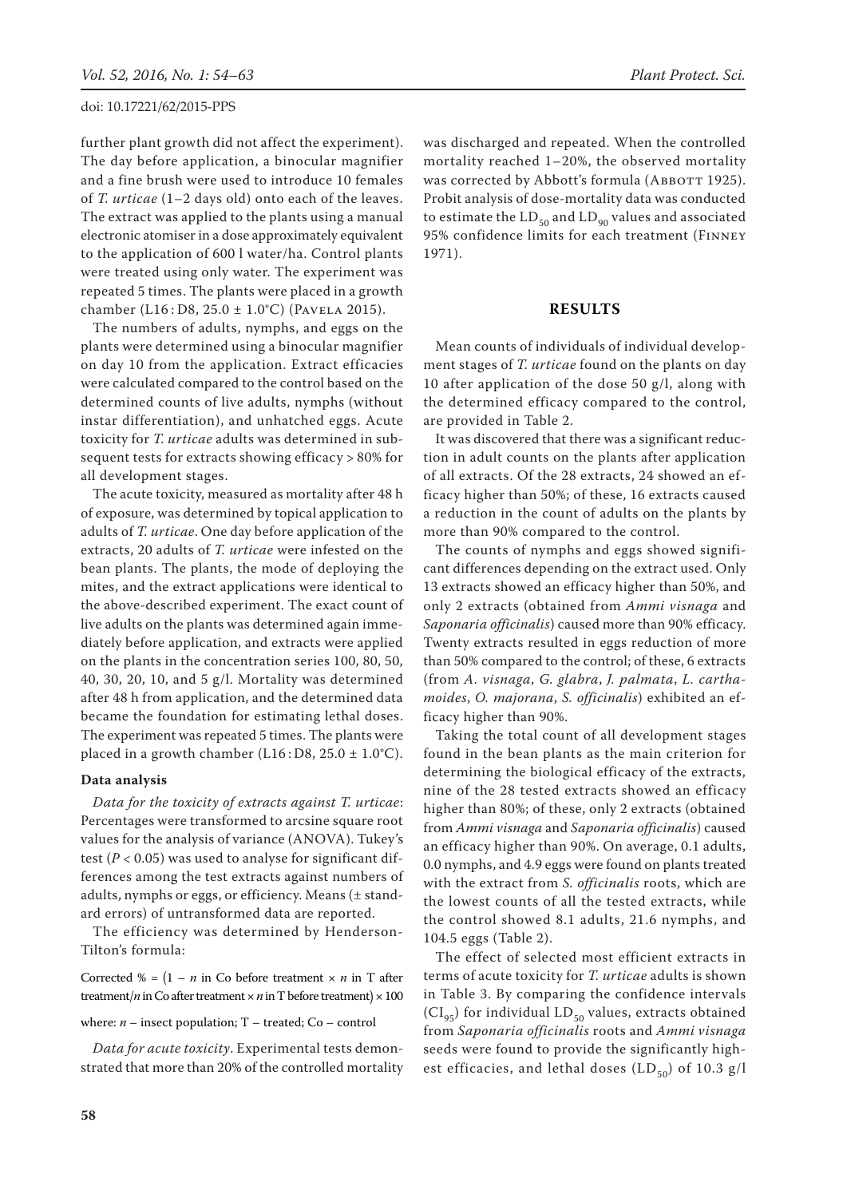further plant growth did not affect the experiment). The day before application, a binocular magnifier and a fine brush were used to introduce 10 females of *T. urticae* (1–2 days old) onto each of the leaves. The extract was applied to the plants using a manual electronic atomiser in a dose approximately equivalent to the application of 600 l water/ha. Control plants were treated using only water. The experiment was repeated 5 times. The plants were placed in a growth chamber (L16 : D8, 25.0 ± 1.0°C) (Pavela 2015).

The numbers of adults, nymphs, and eggs on the plants were determined using a binocular magnifier on day 10 from the application. Extract efficacies were calculated compared to the control based on the determined counts of live adults, nymphs (without instar differentiation), and unhatched eggs. Acute toxicity for *T. urticae* adults was determined in subsequent tests for extracts showing efficacy > 80% for all development stages.

The acute toxicity, measured as mortality after 48 h of exposure, was determined by topical application to adults of *T. urticae*. One day before application of the extracts, 20 adults of *T. urticae* were infested on the bean plants. The plants, the mode of deploying the mites, and the extract applications were identical to the above-described experiment. The exact count of live adults on the plants was determined again immediately before application, and extracts were applied on the plants in the concentration series 100, 80, 50, 40, 30, 20, 10, and 5 g/l. Mortality was determined after 48 h from application, and the determined data became the foundation for estimating lethal doses. The experiment was repeated 5 times. The plants were placed in a growth chamber (L16 : D8, 25.0 ± 1.0°C).

**Data analysis**

*Data for the toxicity of extracts against T. urticae*: Percentages were transformed to arcsine square root values for the analysis of variance (ANOVA). Tukey's test ($P < 0.05$) was used to analyse for significant differences among the test extracts against numbers of adults, nymphs or eggs, or efficiency. Means (± standard errors) of untransformed data are reported.

The efficiency was determined by Henderson-Tilton's formula:

$$\text{Corrected } \% = \left(1 - n \text{ in Co before treatment} \times n \text{ in T after treatment}/n \text{ in Co after treatment} \times n \text{ in T before treatment}\right) \times 100$$

where: $n$ – insect population; T – treated; Co – control

*Data for acute toxicity*. Experimental tests demonstrated that more than 20% of the controlled mortality was discharged and repeated. When the controlled mortality reached 1–20%, the observed mortality was corrected by Abbott's formula (Abbott 1925). Probit analysis of dose-mortality data was conducted to estimate the $LD_{50}$ and $LD_{90}$ values and associated 95% confidence limits for each treatment (Finney 1971).

## RESULTS

Mean counts of individuals of individual development stages of *T. urticae* found on the plants on day 10 after application of the dose 50 g/l, along with the determined efficacy compared to the control, are provided in Table 2.

It was discovered that there was a significant reduction in adult counts on the plants after application of all extracts. Of the 28 extracts, 24 showed an efficacy higher than 50%; of these, 16 extracts caused a reduction in the count of adults on the plants by more than 90% compared to the control.

The counts of nymphs and eggs showed significant differences depending on the extract used. Only 13 extracts showed an efficacy higher than 50%, and only 2 extracts (obtained from *Ammi visnaga* and *Saponaria officinalis*) caused more than 90% efficacy. Twenty extracts resulted in eggs reduction of more than 50% compared to the control; of these, 6 extracts (from *A. visnaga*, *G. glabra*, *J. palmata*, *L. carthamoides*, *O. majorana*, *S. officinalis*) exhibited an efficacy higher than 90%.

Taking the total count of all development stages found in the bean plants as the main criterion for determining the biological efficacy of the extracts, nine of the 28 tested extracts showed an efficacy higher than 80%; of these, only 2 extracts (obtained from *Ammi visnaga* and *Saponaria officinalis*) caused an efficacy higher than 90%. On average, 0.1 adults, 0.0 nymphs, and 4.9 eggs were found on plants treated with the extract from *S. officinalis* roots, which are the lowest counts of all the tested extracts, while the control showed 8.1 adults, 21.6 nymphs, and 104.5 eggs (Table 2).

The effect of selected most efficient extracts in terms of acute toxicity for *T. urticae* adults is shown in Table 3. By comparing the confidence intervals ($CI_{95}$) for individual $LD_{50}$ values, extracts obtained from *Saponaria officinalis* roots and *Ammi visnaga* seeds were found to provide the significantly highest efficacies, and lethal doses ($LD_{50}$) of 10.3 g/l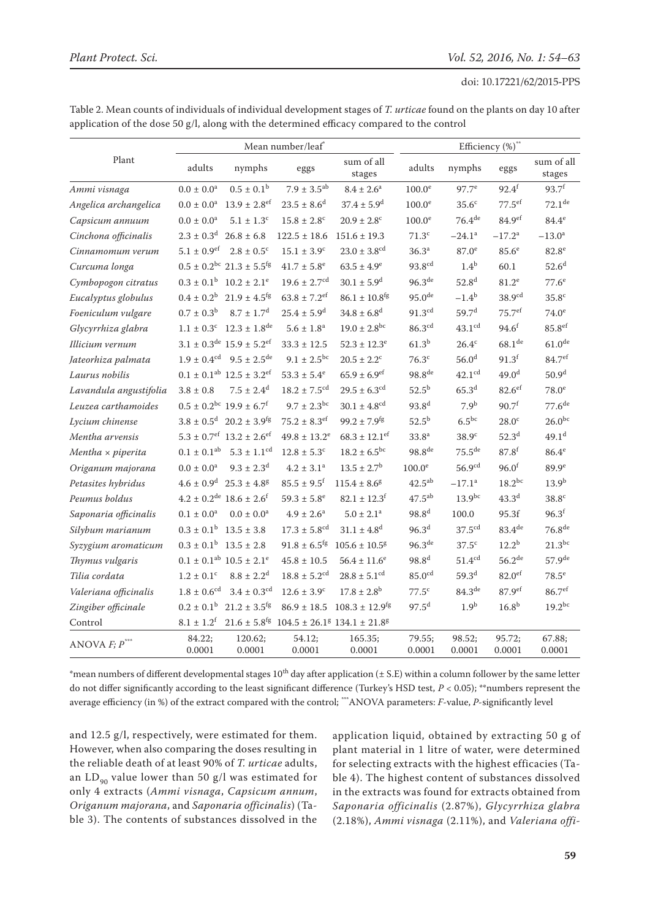Table 2. Mean counts of individuals of individual development stages of *T. urticae* found on the plants on day 10 after application of the dose 50 g/l, along with the determined efficacy compared to the control

| Plant | Mean number/leaf* | | | | Efficiency (%)** | | | |
|---|---|---|---|---|---|---|---|---|
| | adults | nymphs | eggs | sum of all stages | adults | nymphs | eggs | sum of all stages |
| *Ammi visnaga* | 0.0 ± 0.0[a] | 0.5 ± 0.1[b] | 7.9 ± 3.5[ab] | 8.4 ± 2.6[a] | 100.0[e] | 97.7[e] | 92.4[f] | 93.7[f] |
| *Angelica archangelica* | 0.0 ± 0.0[a] | 13.9 ± 2.8[ef] | 23.5 ± 8.6[d] | 37.4 ± 5.9[d] | 100.0[e] | 35.6[c] | 77.5[ef] | 72.1[de] |
| *Capsicum annuum* | 0.0 ± 0.0[a] | 5.1 ± 1.3[c] | 15.8 ± 2.8[c] | 20.9 ± 2.8[c] | 100.0[e] | 76.4[de] | 84.9[ef] | 84.4[e] |
| *Cinchona officinalis* | 2.3 ± 0.3[d] | 26.8 ± 6.8 | 122.5 ± 18.6 | 151.6 ± 19.3 | 71.3[c] | −24.1[a] | −17.2[a] | −13.0[a] |
| *Cinnamomum verum* | 5.1 ± 0.9[ef] | 2.8 ± 0.5[c] | 15.1 ± 3.9[c] | 23.0 ± 3.8[cd] | 36.3[a] | 87.0[e] | 85.6[e] | 82.8[e] |
| *Curcuma longa* | 0.5 ± 0.2[bc] | 21.3 ± 5.5[fg] | 41.7 ± 5.8[e] | 63.5 ± 4.9[e] | 93.8[cd] | 1.4[b] | 60.1 | 52.6[d] |
| *Cymbopogon citratus* | 0.3 ± 0.1[b] | 10.2 ± 2.1[e] | 19.6 ± 2.7[cd] | 30.1 ± 5.9[d] | 96.3[de] | 52.8[d] | 81.2[e] | 77.6[e] |
| *Eucalyptus globulus* | 0.4 ± 0.2[b] | 21.9 ± 4.5[fg] | 63.8 ± 7.2[ef] | 86.1 ± 10.8[fg] | 95.0[de] | −1.4[b] | 38.9[cd] | 35.8[c] |
| *Foeniculum vulgare* | 0.7 ± 0.3[b] | 8.7 ± 1.7[d] | 25.4 ± 5.9[d] | 34.8 ± 6.8[d] | 91.3[cd] | 59.7[d] | 75.7[ef] | 74.0[e] |
| *Glycyrrhiza glabra* | 1.1 ± 0.3[c] | 12.3 ± 1.8[de] | 5.6 ± 1.8[a] | 19.0 ± 2.8[bc] | 86.3[cd] | 43.1[cd] | 94.6[f] | 85.8[ef] |
| *Illicium vernum* | 3.1 ± 0.3[de] | 15.9 ± 5.2[ef] | 33.3 ± 12.5 | 52.3 ± 12.3[e] | 61.3[b] | 26.4[c] | 68.1[de] | 61.0[de] |
| *Jateorhiza palmata* | 1.9 ± 0.4[cd] | 9.5 ± 2.5[de] | 9.1 ± 2.5[bc] | 20.5 ± 2.2[c] | 76.3[c] | 56.0[d] | 91.3[f] | 84.7[ef] |
| *Laurus nobilis* | 0.1 ± 0.1[ab] | 12.5 ± 3.2[ef] | 53.3 ± 5.4[e] | 65.9 ± 6.9[ef] | 98.8[de] | 42.1[cd] | 49.0[d] | 50.9[d] |
| *Lavandula angustifolia* | 3.8 ± 0.8 | 7.5 ± 2.4[d] | 18.2 ± 7.5[cd] | 29.5 ± 6.3[cd] | 52.5[b] | 65.3[d] | 82.6[ef] | 78.0[e] |
| *Leuzea carthamoides* | 0.5 ± 0.2[bc] | 19.9 ± 6.7[f] | 9.7 ± 2.3[bc] | 30.1 ± 4.8[cd] | 93.8[d] | 7.9[b] | 90.7[f] | 77.6[de] |
| *Lycium chinense* | 3.8 ± 0.5[d] | 20.2 ± 3.9[fg] | 75.2 ± 8.3[ef] | 99.2 ± 7.9[fg] | 52.5[b] | 6.5[bc] | 28.0[c] | 26.0[bc] |
| *Mentha arvensis* | 5.3 ± 0.7[ef] | 13.2 ± 2.6[ef] | 49.8 ± 13.2[e] | 68.3 ± 12.1[ef] | 33.8[a] | 38.9[c] | 52.3[d] | 49.1[d] |
| *Mentha × piperita* | 0.1 ± 0.1[ab] | 5.3 ± 1.1[cd] | 12.8 ± 5.3[c] | 18.2 ± 6.5[bc] | 98.8[de] | 75.5[de] | 87.8[f] | 86.4[e] |
| *Origanum majorana* | 0.0 ± 0.0[a] | 9.3 ± 2.3[d] | 4.2 ± 3.1[a] | 13.5 ± 2.7[b] | 100.0[e] | 56.9[cd] | 96.0[f] | 89.9[e] |
| *Petasites hybridus* | 4.6 ± 0.9[d] | 25.3 ± 4.8[g] | 85.5 ± 9.5[f] | 115.4 ± 8.6[g] | 42.5[ab] | −17.1[a] | 18.2[bc] | 13.9[b] |
| *Peumus boldus* | 4.2 ± 0.2[de] | 18.6 ± 2.6[f] | 59.3 ± 5.8[e] | 82.1 ± 12.3[f] | 47.5[ab] | 13.9[bc] | 43.3[d] | 38.8[c] |
| *Saponaria officinalis* | 0.1 ± 0.0[a] | 0.0 ± 0.0[a] | 4.9 ± 2.6[a] | 5.0 ± 2.1[a] | 98.8[d] | 100.0 | 95.3f | 96.3[f] |
| *Silybum marianum* | 0.3 ± 0.1[b] | 13.5 ± 3.8 | 17.3 ± 5.8[cd] | 31.1 ± 4.8[d] | 96.3[d] | 37.5[cd] | 83.4[de] | 76.8[de] |
| *Syzygium aromaticum* | 0.3 ± 0.1[b] | 13.5 ± 2.8 | 91.8 ± 6.5[fg] | 105.6 ± 10.5[g] | 96.3[de] | 37.5[c] | 12.2[b] | 21.3[bc] |
| *Thymus vulgaris* | 0.1 ± 0.1[ab] | 10.5 ± 2.1[e] | 45.8 ± 10.5 | 56.4 ± 11.6[e] | 98.8[d] | 51.4[cd] | 56.2[de] | 57.9[de] |
| *Tilia cordata* | 1.2 ± 0.1[c] | 8.8 ± 2.2[d] | 18.8 ± 5.2[cd] | 28.8 ± 5.1[cd] | 85.0[cd] | 59.3[d] | 82.0[ef] | 78.5[e] |
| *Valeriana officinalis* | 1.8 ± 0.6[cd] | 3.4 ± 0.3[cd] | 12.6 ± 3.9[c] | 17.8 ± 2.8[b] | 77.5[c] | 84.3[de] | 87.9[ef] | 86.7[ef] |
| *Zingiber officinale* | 0.2 ± 0.1[b] | 21.2 ± 3.5[fg] | 86.9 ± 18.5 | 108.3 ± 12.9[fg] | 97.5[d] | 1.9[b] | 16.8[b] | 19.2[bc] |
| Control | 8.1 ± 1.2[f] | 21.6 ± 5.8[fg] | 104.5 ± 26.1[g] | 134.1 ± 21.8[g] | | | | |
| ANOVA *F*; *P**** | 84.22; 0.0001 | 120.62; 0.0001 | 54.12; 0.0001 | 165.35; 0.0001 | 79.55; 0.0001 | 98.52; 0.0001 | 95.72; 0.0001 | 67.88; 0.0001 |

*mean numbers of different developmental stages 10[th] day after application (± S.E) within a column follower by the same letter do not differ significantly according to the least significant difference (Turkey's HSD test, $P < 0.05$); **numbers represent the average efficiency (in %) of the extract compared with the control; ***ANOVA parameters: *F*-value, *P*-significantly level

and 12.5 g/l, respectively, were estimated for them. However, when also comparing the doses resulting in the reliable death of at least 90% of *T. urticae* adults, an $LD_{90}$ value lower than 50 g/l was estimated for only 4 extracts (*Ammi visnaga*, *Capsicum annum*, *Origanum majorana*, and *Saponaria officinalis*) (Table 3). The contents of substances dissolved in the application liquid, obtained by extracting 50 g of plant material in 1 litre of water, were determined for selecting extracts with the highest efficacies (Table 4). The highest content of substances dissolved in the extracts was found for extracts obtained from *Saponaria officinalis* (2.87%), *Glycyrrhiza glabra* (2.18%), *Ammi visnaga* (2.11%), and *Valeriana offi-*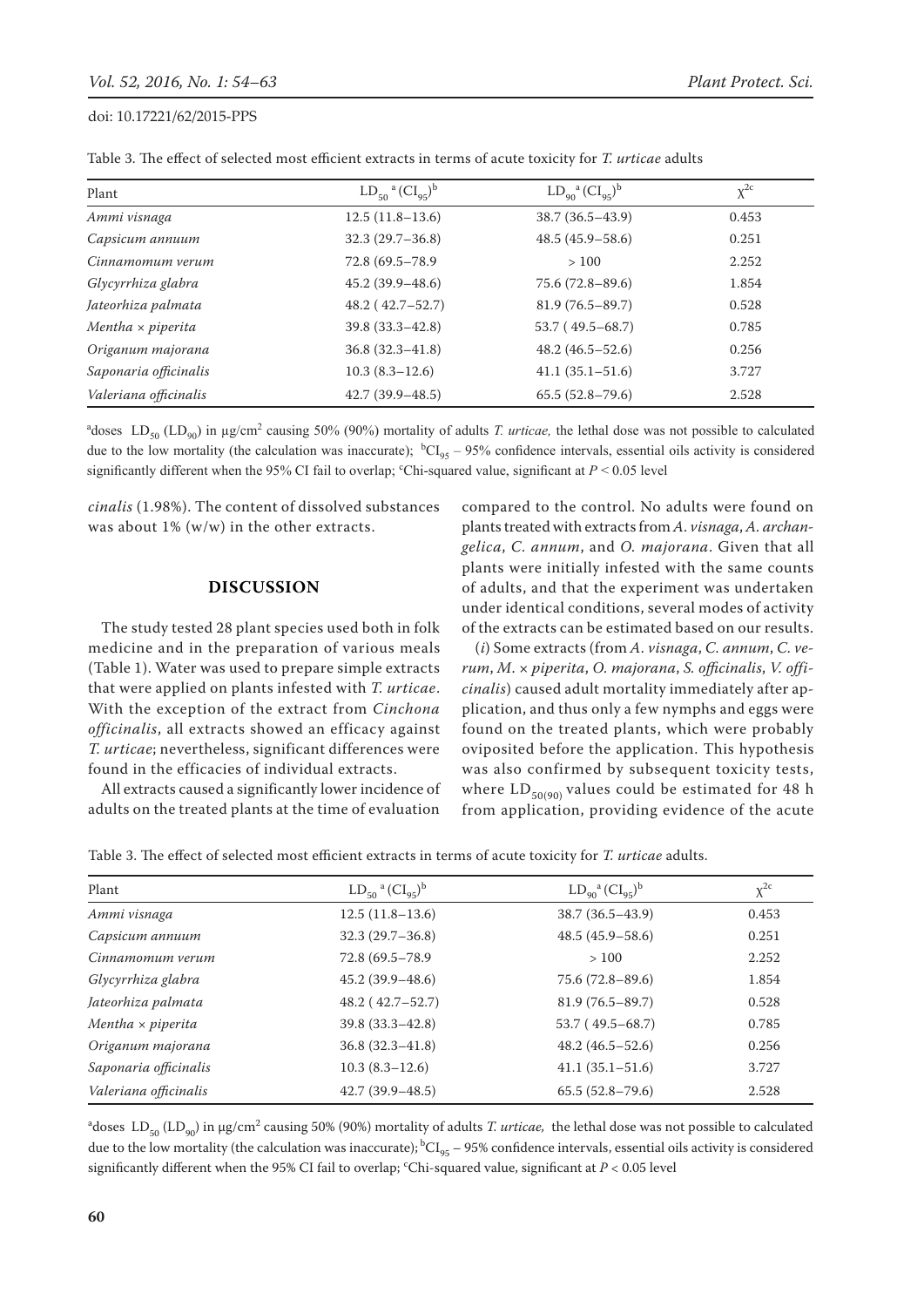Table 3. The effect of selected most efficient extracts in terms of acute toxicity for *T. urticae* adults

| Plant | $LD_{50}$ [a] $(CI_{95})$ [b] | $LD_{90}$ [a] $(CI_{95})$ [b] | $\chi^{2}$ [c] |
|---|---|---|---|
| *Ammi visnaga* | 12.5 (11.8–13.6) | 38.7 (36.5–43.9) | 0.453 |
| *Capsicum annuum* | 32.3 (29.7–36.8) | 48.5 (45.9–58.6) | 0.251 |
| *Cinnamomum verum* | 72.8 (69.5–78.9 | > 100 | 2.252 |
| *Glycyrrhiza glabra* | 45.2 (39.9–48.6) | 75.6 (72.8–89.6) | 1.854 |
| *Jateorhiza palmata* | 48.2 ( 42.7–52.7) | 81.9 (76.5–89.7) | 0.528 |
| *Mentha × piperita* | 39.8 (33.3–42.8) | 53.7 ( 49.5–68.7) | 0.785 |
| *Origanum majorana* | 36.8 (32.3–41.8) | 48.2 (46.5–52.6) | 0.256 |
| *Saponaria officinalis* | 10.3 (8.3–12.6) | 41.1 (35.1–51.6) | 3.727 |
| *Valeriana officinalis* | 42.7 (39.9–48.5) | 65.5 (52.8–79.6) | 2.528 |

[a]doses $LD_{50}$ ($LD_{90}$) in μg/cm$^2$ causing 50% (90%) mortality of adults *T. urticae,* the lethal dose was not possible to calculated due to the low mortality (the calculation was inaccurate); [b]$CI_{95}$ – 95% confidence intervals, essential oils activity is considered significantly different when the 95% CI fail to overlap; [c]Chi-squared value, significant at $P < 0.05$ level

*cinalis* (1.98%). The content of dissolved substances was about 1% (w/w) in the other extracts.

## DISCUSSION

The study tested 28 plant species used both in folk medicine and in the preparation of various meals (Table 1). Water was used to prepare simple extracts that were applied on plants infested with *T. urticae*. With the exception of the extract from *Cinchona officinalis*, all extracts showed an efficacy against *T. urticae*; nevertheless, significant differences were found in the efficacies of individual extracts.

All extracts caused a significantly lower incidence of adults on the treated plants at the time of evaluation compared to the control. No adults were found on plants treated with extracts from *A. visnaga*, *A. archangelica*, *C. annum*, and *O. majorana*. Given that all plants were initially infested with the same counts of adults, and that the experiment was undertaken under identical conditions, several modes of activity of the extracts can be estimated based on our results.

(*i*) Some extracts (from *A. visnaga*, *C. annum*, *C. verum*, *M.* × *piperita*, *O. majorana*, *S. officinalis*, *V. officinalis*) caused adult mortality immediately after application, and thus only a few nymphs and eggs were found on the treated plants, which were probably oviposited before the application. This hypothesis was also confirmed by subsequent toxicity tests, where $LD_{50(90)}$ values could be estimated for 48 h from application, providing evidence of the acute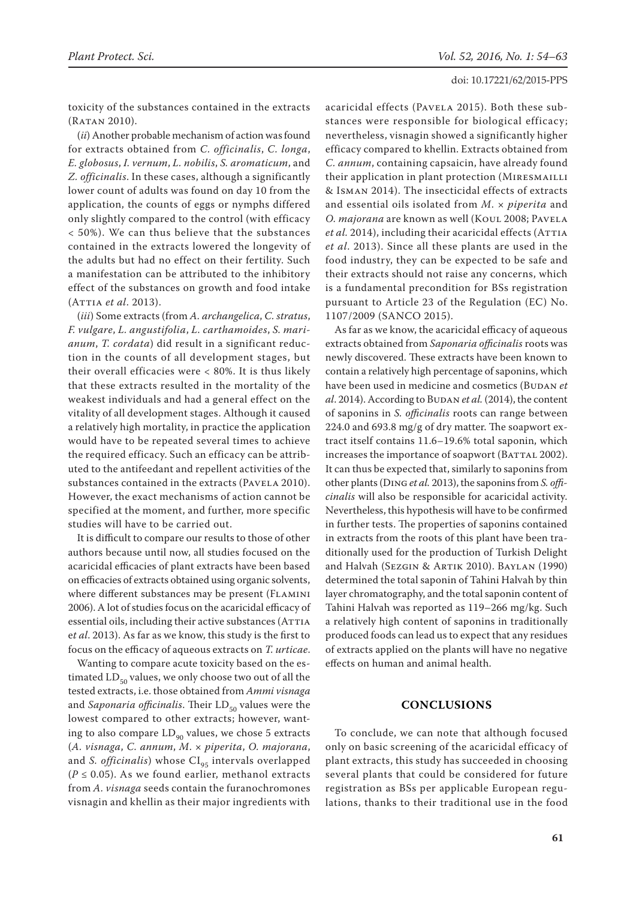toxicity of the substances contained in the extracts (Ratan 2010).

(*ii*) Another probable mechanism of action was found for extracts obtained from *C. officinalis*, *C. longa*, *E. globosus*, *I. vernum*, *L. nobilis*, *S. aromaticum*, and *Z. officinalis*. In these cases, although a significantly lower count of adults was found on day 10 from the application, the counts of eggs or nymphs differed only slightly compared to the control (with efficacy < 50%). We can thus believe that the substances contained in the extracts lowered the longevity of the adults but had no effect on their fertility. Such a manifestation can be attributed to the inhibitory effect of the substances on growth and food intake (Attia *et al*. 2013).

(*iii*) Some extracts (from *A. archangelica*, *C. stratus*, *F. vulgare*, *L. angustifolia*, *L. carthamoides*, *S. marianum*, *T. cordata*) did result in a significant reduction in the counts of all development stages, but their overall efficacies were < 80%. It is thus likely that these extracts resulted in the mortality of the weakest individuals and had a general effect on the vitality of all development stages. Although it caused a relatively high mortality, in practice the application would have to be repeated several times to achieve the required efficacy. Such an efficacy can be attributed to the antifeedant and repellent activities of the substances contained in the extracts (Pavela 2010). However, the exact mechanisms of action cannot be specified at the moment, and further, more specific studies will have to be carried out.

It is difficult to compare our results to those of other authors because until now, all studies focused on the acaricidal efficacies of plant extracts have been based on efficacies of extracts obtained using organic solvents, where different substances may be present (Flamini 2006). A lot of studies focus on the acaricidal efficacy of essential oils, including their active substances (Attia *et al*. 2013). As far as we know, this study is the first to focus on the efficacy of aqueous extracts on *T. urticae*.

Wanting to compare acute toxicity based on the estimated $LD_{50}$ values, we only choose two out of all the tested extracts, i.e. those obtained from *Ammi visnaga* and *Saponaria officinalis*. Their $LD_{50}$ values were the lowest compared to other extracts; however, wanting to also compare $LD_{90}$ values, we chose 5 extracts (*A. visnaga*, *C. annum*, *M.* × *piperita*, *O. majorana*, and *S. officinalis*) whose $CI_{95}$ intervals overlapped ($P \leq 0.05$). As we found earlier, methanol extracts from *A. visnaga* seeds contain the furanochromones visnagin and khellin as their major ingredients with acaricidal effects (Pavela 2015). Both these substances were responsible for biological efficacy; nevertheless, visnagin showed a significantly higher efficacy compared to khellin. Extracts obtained from *C. annum*, containing capsaicin, have already found their application in plant protection (Miresmailli & Isman 2014). The insecticidal effects of extracts and essential oils isolated from *M.* × *piperita* and *O. majorana* are known as well (Koul 2008; Pavela *et al*. 2014), including their acaricidal effects (Attia *et al*. 2013). Since all these plants are used in the food industry, they can be expected to be safe and their extracts should not raise any concerns, which is a fundamental precondition for BSs registration pursuant to Article 23 of the Regulation (EC) No. 1107/2009 (SANCO 2015).

As far as we know, the acaricidal efficacy of aqueous extracts obtained from *Saponaria officinalis* roots was newly discovered. These extracts have been known to contain a relatively high percentage of saponins, which have been used in medicine and cosmetics (Budan *et al*. 2014). According to Budan *et al.* (2014), the content of saponins in *S. officinalis* roots can range between 224.0 and 693.8 mg/g of dry matter. The soapwort extract itself contains 11.6–19.6% total saponin, which increases the importance of soapwort (Battal 2002). It can thus be expected that, similarly to saponins from other plants (Ding *et al.* 2013), the saponins from *S. officinalis* will also be responsible for acaricidal activity. Nevertheless, this hypothesis will have to be confirmed in further tests. The properties of saponins contained in extracts from the roots of this plant have been traditionally used for the production of Turkish Delight and Halvah (Sezgin & Artik 2010). Baylan (1990) determined the total saponin of Tahini Halvah by thin layer chromatography, and the total saponin content of Tahini Halvah was reported as 119–266 mg/kg. Such a relatively high content of saponins in traditionally produced foods can lead us to expect that any residues of extracts applied on the plants will have no negative effects on human and animal health.

## CONCLUSIONS

To conclude, we can note that although focused only on basic screening of the acaricidal efficacy of plant extracts, this study has succeeded in choosing several plants that could be considered for future registration as BSs per applicable European regulations, thanks to their traditional use in the food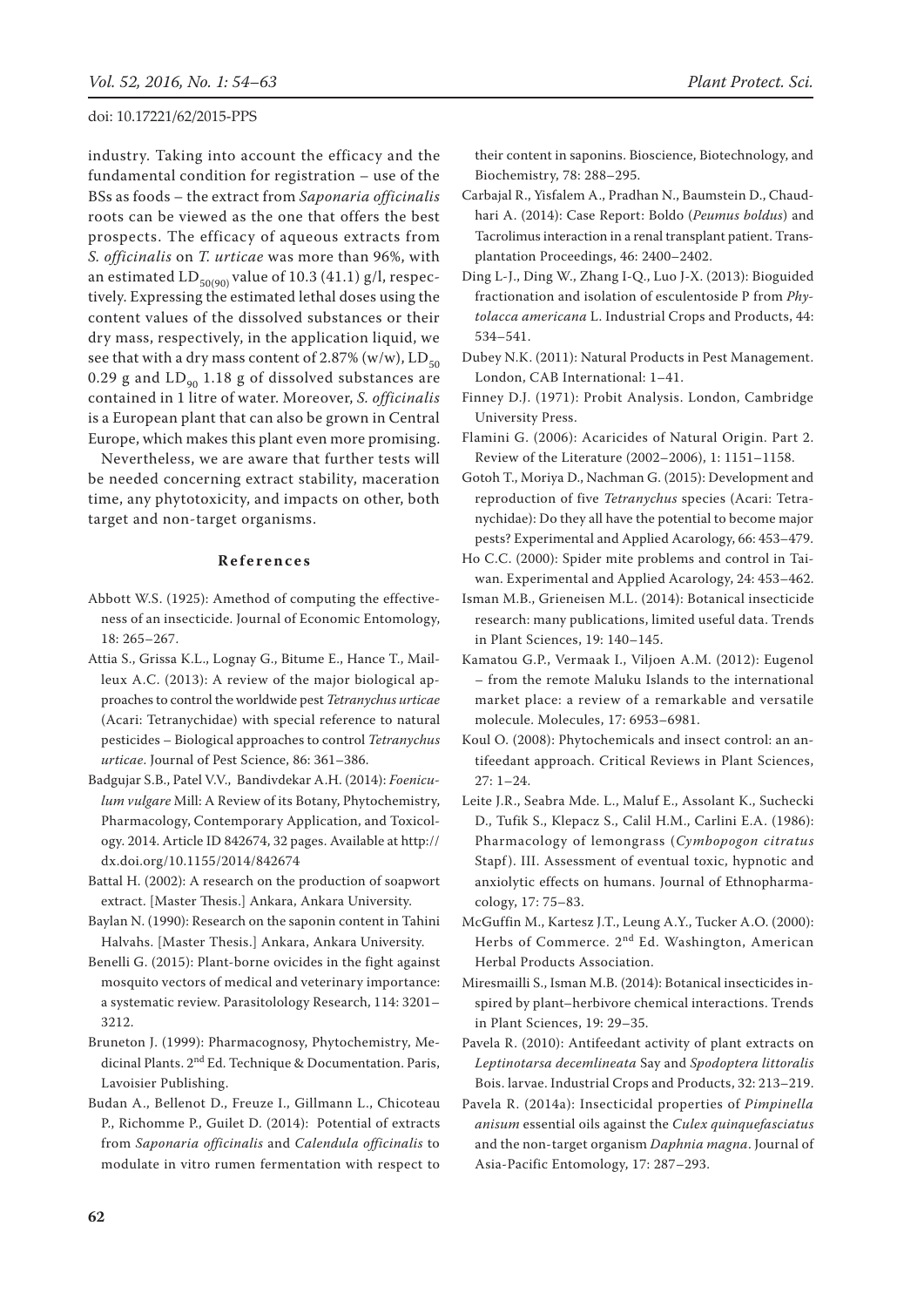industry. Taking into account the efficacy and the fundamental condition for registration – use of the BSs as foods – the extract from *Saponaria officinalis* roots can be viewed as the one that offers the best prospects. The efficacy of aqueous extracts from *S. officinalis* on *T. urticae* was more than 96%, with an estimated $LD_{50(90)}$ value of 10.3 (41.1) g/l, respectively. Expressing the estimated lethal doses using the content values of the dissolved substances or their dry mass, respectively, in the application liquid, we see that with a dry mass content of 2.87% (w/w), $LD_{50}$ 0.29 g and $LD_{90}$ 1.18 g of dissolved substances are contained in 1 litre of water. Moreover, *S. officinalis* is a European plant that can also be grown in Central Europe, which makes this plant even more promising.

Nevertheless, we are aware that further tests will be needed concerning extract stability, maceration time, any phytotoxicity, and impacts on other, both target and non-target organisms.

## References

Abbott W.S. (1925): Amethod of computing the effectiveness of an insecticide. Journal of Economic Entomology, 18: 265–267.

Attia S., Grissa K.L., Lognay G., Bitume E., Hance T., Mailleux A.C. (2013): A review of the major biological approaches to control the worldwide pest *Tetranychus urticae* (Acari: Tetranychidae) with special reference to natural pesticides – Biological approaches to control *Tetranychus urticae*. Journal of Pest Science, 86: 361–386.

Badgujar S.B., Patel V.V., Bandivdekar A.H. (2014): *Foeniculum vulgare* Mill: A Review of its Botany, Phytochemistry, Pharmacology, Contemporary Application, and Toxicology. 2014. Article ID 842674, 32 pages. Available at http://dx.doi.org/10.1155/2014/842674

Battal H. (2002): A research on the production of soapwort extract. [Master Thesis.] Ankara, Ankara University.

Baylan N. (1990): Research on the saponin content in Tahini Halvahs. [Master Thesis.] Ankara, Ankara University.

Benelli G. (2015): Plant-borne ovicides in the fight against mosquito vectors of medical and veterinary importance: a systematic review. Parasitolology Research, 114: 3201–3212.

Bruneton J. (1999): Pharmacognosy, Phytochemistry, Medicinal Plants. 2nd Ed. Technique & Documentation. Paris, Lavoisier Publishing.

Budan A., Bellenot D., Freuze I., Gillmann L., Chicoteau P., Richomme P., Guilet D. (2014): Potential of extracts from *Saponaria officinalis* and *Calendula officinalis* to modulate in vitro rumen fermentation with respect to their content in saponins. Bioscience, Biotechnology, and Biochemistry, 78: 288–295.

Carbajal R., Yisfalem A., Pradhan N., Baumstein D., Chaudhari A. (2014): Case Report: Boldo (*Peumus boldus*) and Tacrolimus interaction in a renal transplant patient. Transplantation Proceedings, 46: 2400–2402.

Ding L-J., Ding W., Zhang I-Q., Luo J-X. (2013): Bioguided fractionation and isolation of esculentoside P from *Phytolacca americana* L. Industrial Crops and Products, 44: 534–541.

Dubey N.K. (2011): Natural Products in Pest Management. London, CAB International: 1–41.

Finney D.J. (1971): Probit Analysis. London, Cambridge University Press.

Flamini G. (2006): Acaricides of Natural Origin. Part 2. Review of the Literature (2002–2006), 1: 1151–1158.

Gotoh T., Moriya D., Nachman G. (2015): Development and reproduction of five *Tetranychus* species (Acari: Tetranychidae): Do they all have the potential to become major pests? Experimental and Applied Acarology, 66: 453–479.

Ho C.C. (2000): Spider mite problems and control in Taiwan. Experimental and Applied Acarology, 24: 453–462.

Isman M.B., Grieneisen M.L. (2014): Botanical insecticide research: many publications, limited useful data. Trends in Plant Sciences, 19: 140–145.

Kamatou G.P., Vermaak I., Viljoen A.M. (2012): Eugenol – from the remote Maluku Islands to the international market place: a review of a remarkable and versatile molecule. Molecules, 17: 6953–6981.

Koul O. (2008): Phytochemicals and insect control: an antifeedant approach. Critical Reviews in Plant Sciences, 27: 1–24.

Leite J.R., Seabra Mde. L., Maluf E., Assolant K., Suchecki D., Tufik S., Klepacz S., Calil H.M., Carlini E.A. (1986): Pharmacology of lemongrass (*Cymbopogon citratus* Stapf). III. Assessment of eventual toxic, hypnotic and anxiolytic effects on humans. Journal of Ethnopharmacology, 17: 75–83.

McGuffin M., Kartesz J.T., Leung A.Y., Tucker A.O. (2000): Herbs of Commerce. 2nd Ed. Washington, American Herbal Products Association.

Miresmailli S., Isman M.B. (2014): Botanical insecticides inspired by plant–herbivore chemical interactions. Trends in Plant Sciences, 19: 29–35.

Pavela R. (2010): Antifeedant activity of plant extracts on *Leptinotarsa decemlineata* Say and *Spodoptera littoralis* Bois. larvae. Industrial Crops and Products, 32: 213–219.

Pavela R. (2014a): Insecticidal properties of *Pimpinella anisum* essential oils against the *Culex quinquefasciatus* and the non-target organism *Daphnia magna*. Journal of Asia-Pacific Entomology, 17: 287–293.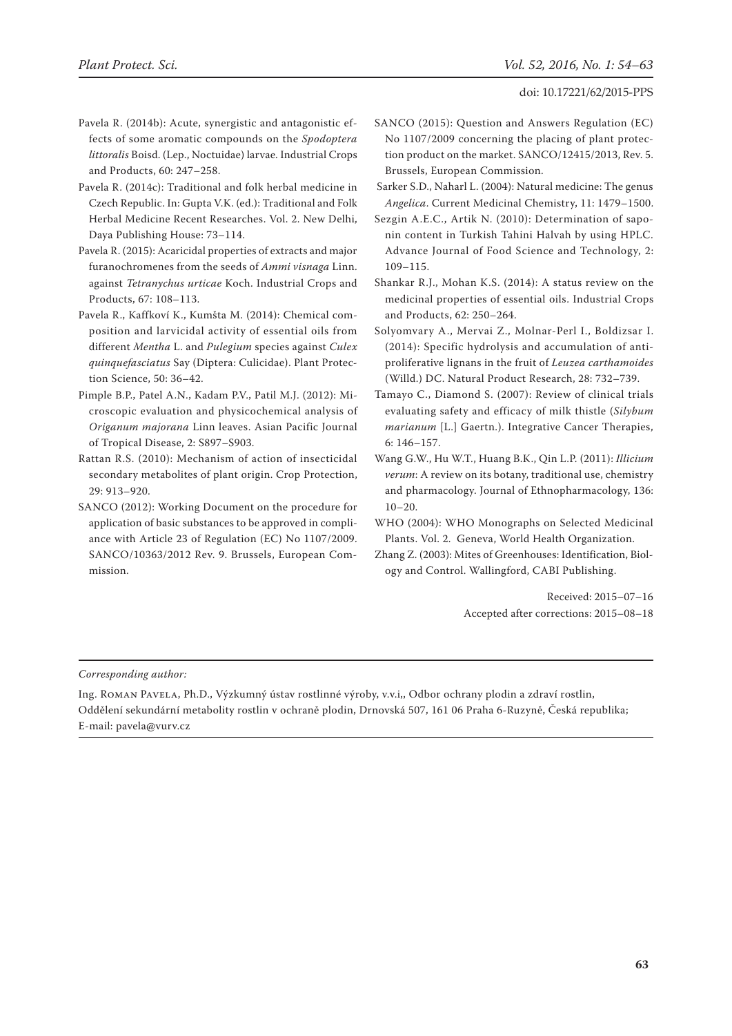Pavela R. (2014b): Acute, synergistic and antagonistic effects of some aromatic compounds on the *Spodoptera littoralis* Boisd. (Lep., Noctuidae) larvae. Industrial Crops and Products, 60: 247–258.

Pavela R. (2014c): Traditional and folk herbal medicine in Czech Republic. In: Gupta V.K. (ed.): Traditional and Folk Herbal Medicine Recent Researches. Vol. 2. New Delhi, Daya Publishing House: 73–114.

Pavela R. (2015): Acaricidal properties of extracts and major furanochromenes from the seeds of *Ammi visnaga* Linn. against *Tetranychus urticae* Koch. Industrial Crops and Products, 67: 108–113.

Pavela R., Kaffkoví K., Kumšta M. (2014): Chemical composition and larvicidal activity of essential oils from different *Mentha* L. and *Pulegium* species against *Culex quinquefasciatus* Say (Diptera: Culicidae). Plant Protection Science, 50: 36–42.

Pimple B.P., Patel A.N., Kadam P.V., Patil M.J. (2012): Microscopic evaluation and physicochemical analysis of *Origanum majorana* Linn leaves. Asian Pacific Journal of Tropical Disease, 2: S897–S903.

Rattan R.S. (2010): Mechanism of action of insecticidal secondary metabolites of plant origin. Crop Protection, 29: 913–920.

SANCO (2012): Working Document on the procedure for application of basic substances to be approved in compliance with Article 23 of Regulation (EC) No 1107/2009. SANCO/10363/2012 Rev. 9. Brussels, European Commission.

SANCO (2015): Question and Answers Regulation (EC) No 1107/2009 concerning the placing of plant protection product on the market. SANCO/12415/2013, Rev. 5. Brussels, European Commission.

Sarker S.D., Naharl L. (2004): Natural medicine: The genus *Angelica*. Current Medicinal Chemistry, 11: 1479–1500.

Sezgin A.E.C., Artik N. (2010): Determination of saponin content in Turkish Tahini Halvah by using HPLC. Advance Journal of Food Science and Technology, 2: 109–115.

Shankar R.J., Mohan K.S. (2014): A status review on the medicinal properties of essential oils. Industrial Crops and Products, 62: 250–264.

Solyomvary A., Mervai Z., Molnar-Perl I., Boldizsar I. (2014): Specific hydrolysis and accumulation of antiproliferative lignans in the fruit of *Leuzea carthamoides* (Willd.) DC. Natural Product Research, 28: 732–739.

Tamayo C., Diamond S. (2007): Review of clinical trials evaluating safety and efficacy of milk thistle (*Silybum marianum* [L.] Gaertn.). Integrative Cancer Therapies, 6: 146–157.

Wang G.W., Hu W.T., Huang B.K., Qin L.P. (2011): *Illicium verum*: A review on its botany, traditional use, chemistry and pharmacology. Journal of Ethnopharmacology, 136: 10–20.

WHO (2004): WHO Monographs on Selected Medicinal Plants. Vol. 2. Geneva, World Health Organization.

Zhang Z. (2003): Mites of Greenhouses: Identification, Biology and Control. Wallingford, CABI Publishing.

Received: 2015–07–16
Accepted after corrections: 2015–08–18

*Corresponding author:*

Ing. Roman Pavela, Ph.D., Výzkumný ústav rostlinné výroby, v.v.i,, Odbor ochrany plodin a zdraví rostlin, Oddělení sekundární metabolity rostlin v ochraně plodin, Drnovská 507, 161 06 Praha 6-Ruzyně, Česká republika; E-mail: pavela@vurv.cz